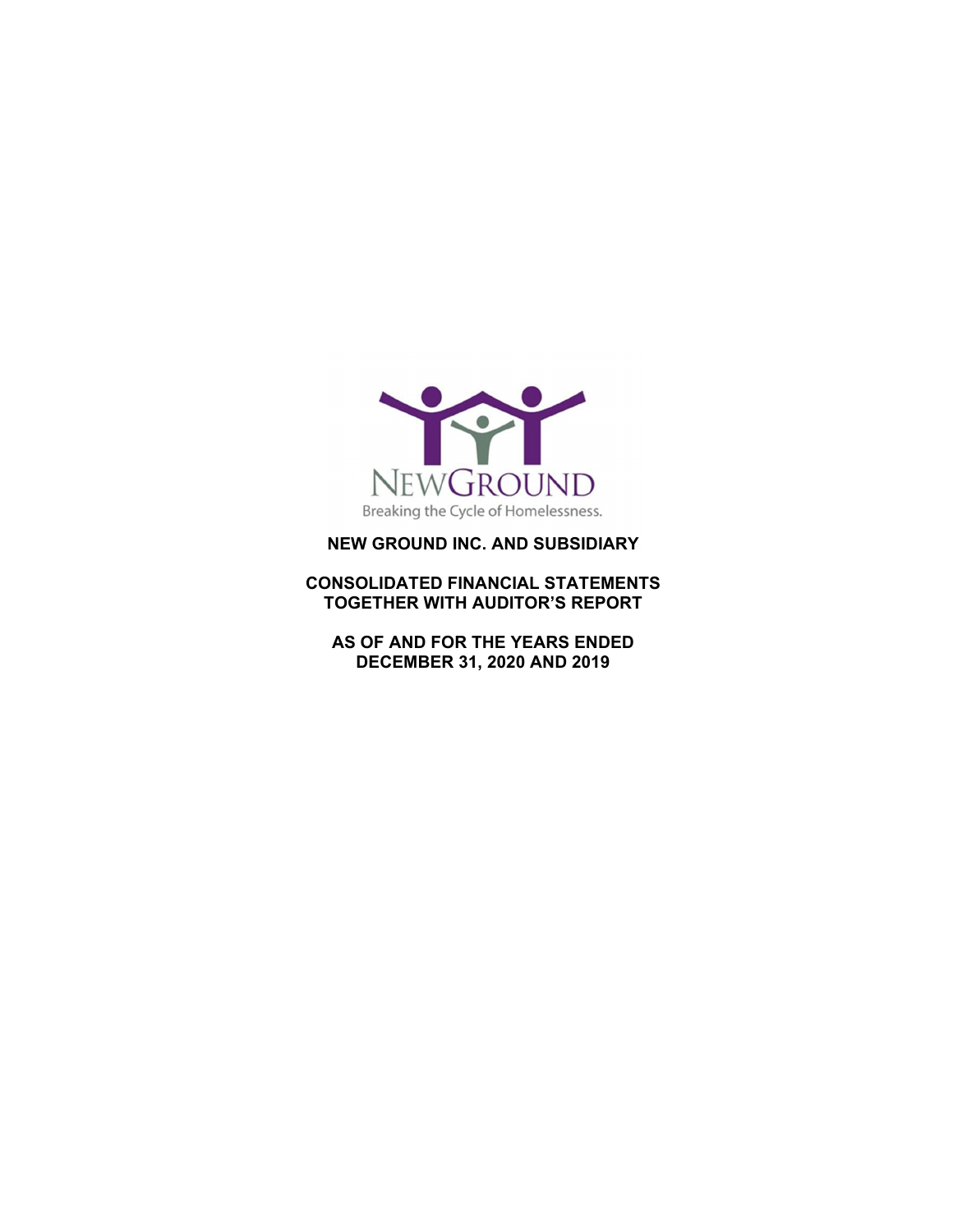NEWGROUND

Breaking the Cycle of Homelessness.

# NEW GROUND INC. AND SUBSIDIARY

## CONSOLIDATED FINANCIAL STATEMENTS TOGETHER WITH AUDITOR'S REPORT

## AS OF AND FOR THE YEARS ENDED DECEMBER 31, 2020 AND 2019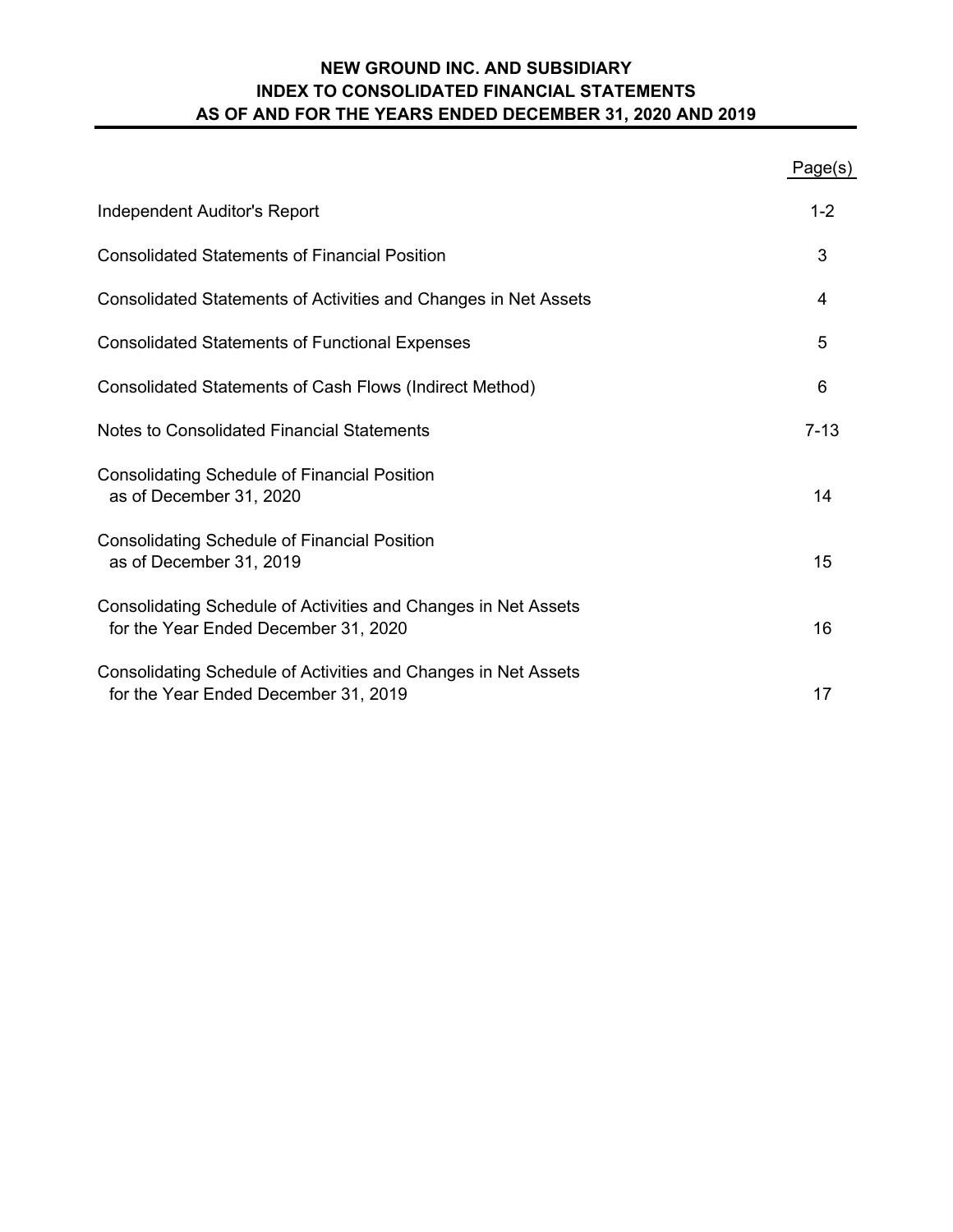# NEW GROUND INC. AND SUBSIDIARY
## INDEX TO CONSOLIDATED FINANCIAL STATEMENTS
## AS OF AND FOR THE YEARS ENDED DECEMBER 31, 2020 AND 2019

| | Page(s) |
|---|---|
| Independent Auditor's Report | 1-2 |
| Consolidated Statements of Financial Position | 3 |
| Consolidated Statements of Activities and Changes in Net Assets | 4 |
| Consolidated Statements of Functional Expenses | 5 |
| Consolidated Statements of Cash Flows (Indirect Method) | 6 |
| Notes to Consolidated Financial Statements | 7-13 |
| Consolidating Schedule of Financial Position as of December 31, 2020 | 14 |
| Consolidating Schedule of Financial Position as of December 31, 2019 | 15 |
| Consolidating Schedule of Activities and Changes in Net Assets for the Year Ended December 31, 2020 | 16 |
| Consolidating Schedule of Activities and Changes in Net Assets for the Year Ended December 31, 2019 | 17 |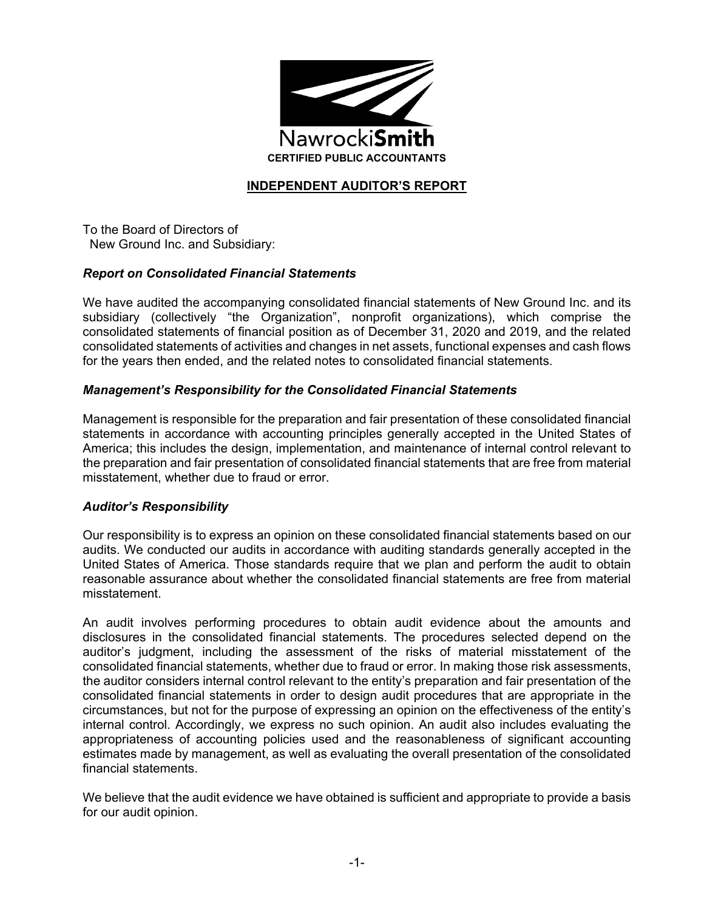NawrockiSmith
CERTIFIED PUBLIC ACCOUNTANTS

## INDEPENDENT AUDITOR'S REPORT

To the Board of Directors of
New Ground Inc. and Subsidiary:

### *Report on Consolidated Financial Statements*

We have audited the accompanying consolidated financial statements of New Ground Inc. and its subsidiary (collectively "the Organization", nonprofit organizations), which comprise the consolidated statements of financial position as of December 31, 2020 and 2019, and the related consolidated statements of activities and changes in net assets, functional expenses and cash flows for the years then ended, and the related notes to consolidated financial statements.

### *Management's Responsibility for the Consolidated Financial Statements*

Management is responsible for the preparation and fair presentation of these consolidated financial statements in accordance with accounting principles generally accepted in the United States of America; this includes the design, implementation, and maintenance of internal control relevant to the preparation and fair presentation of consolidated financial statements that are free from material misstatement, whether due to fraud or error.

### *Auditor's Responsibility*

Our responsibility is to express an opinion on these consolidated financial statements based on our audits. We conducted our audits in accordance with auditing standards generally accepted in the United States of America. Those standards require that we plan and perform the audit to obtain reasonable assurance about whether the consolidated financial statements are free from material misstatement.

An audit involves performing procedures to obtain audit evidence about the amounts and disclosures in the consolidated financial statements. The procedures selected depend on the auditor's judgment, including the assessment of the risks of material misstatement of the consolidated financial statements, whether due to fraud or error. In making those risk assessments, the auditor considers internal control relevant to the entity's preparation and fair presentation of the consolidated financial statements in order to design audit procedures that are appropriate in the circumstances, but not for the purpose of expressing an opinion on the effectiveness of the entity's internal control. Accordingly, we express no such opinion. An audit also includes evaluating the appropriateness of accounting policies used and the reasonableness of significant accounting estimates made by management, as well as evaluating the overall presentation of the consolidated financial statements.

We believe that the audit evidence we have obtained is sufficient and appropriate to provide a basis for our audit opinion.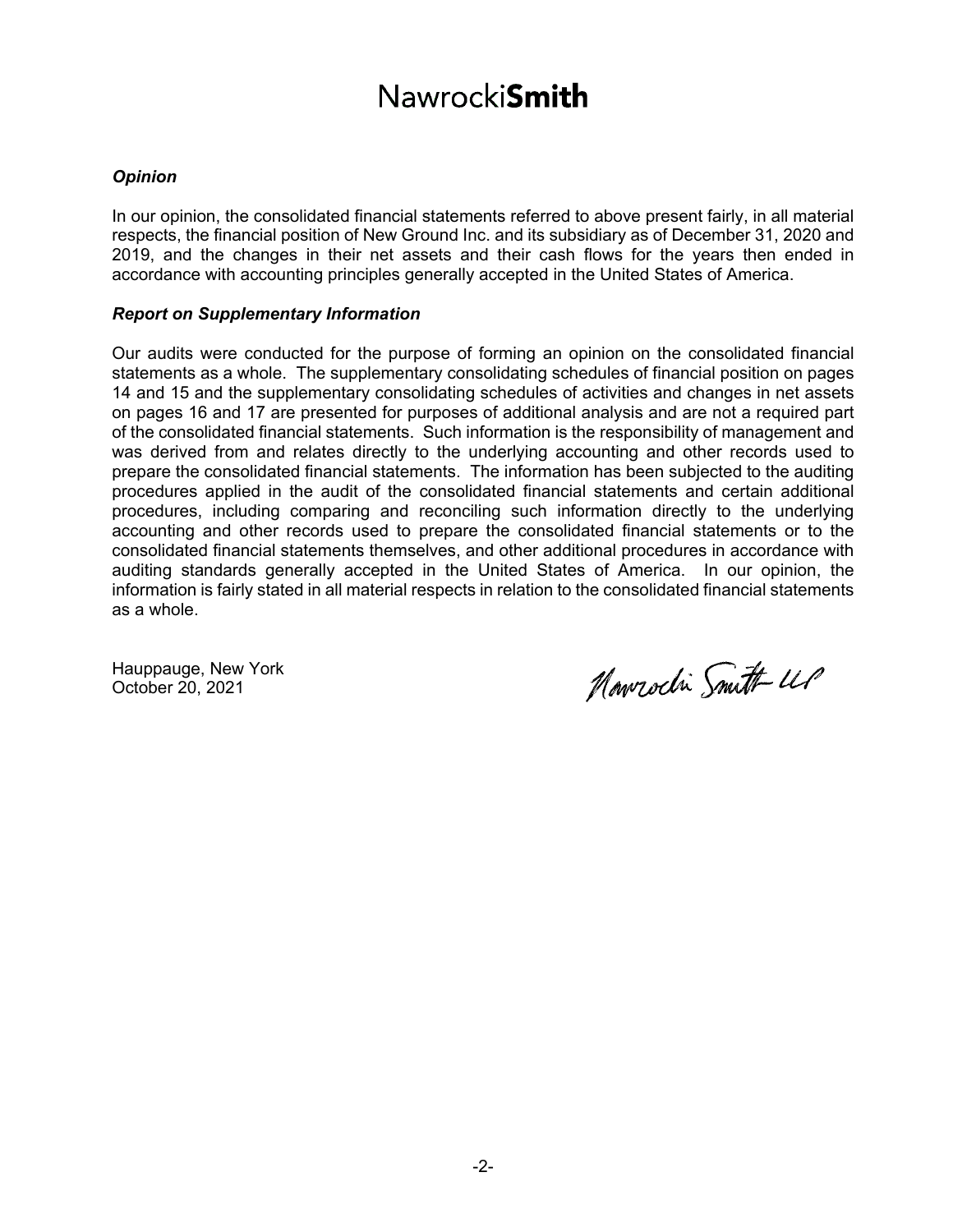# NawrockiSmith

### *Opinion*

In our opinion, the consolidated financial statements referred to above present fairly, in all material respects, the financial position of New Ground Inc. and its subsidiary as of December 31, 2020 and 2019, and the changes in their net assets and their cash flows for the years then ended in accordance with accounting principles generally accepted in the United States of America.

### *Report on Supplementary Information*

Our audits were conducted for the purpose of forming an opinion on the consolidated financial statements as a whole. The supplementary consolidating schedules of financial position on pages 14 and 15 and the supplementary consolidating schedules of activities and changes in net assets on pages 16 and 17 are presented for purposes of additional analysis and are not a required part of the consolidated financial statements. Such information is the responsibility of management and was derived from and relates directly to the underlying accounting and other records used to prepare the consolidated financial statements. The information has been subjected to the auditing procedures applied in the audit of the consolidated financial statements and certain additional procedures, including comparing and reconciling such information directly to the underlying accounting and other records used to prepare the consolidated financial statements or to the consolidated financial statements themselves, and other additional procedures in accordance with auditing standards generally accepted in the United States of America. In our opinion, the information is fairly stated in all material respects in relation to the consolidated financial statements as a whole.

Hauppauge, New York
October 20, 2021

Nawrocki Smith LLP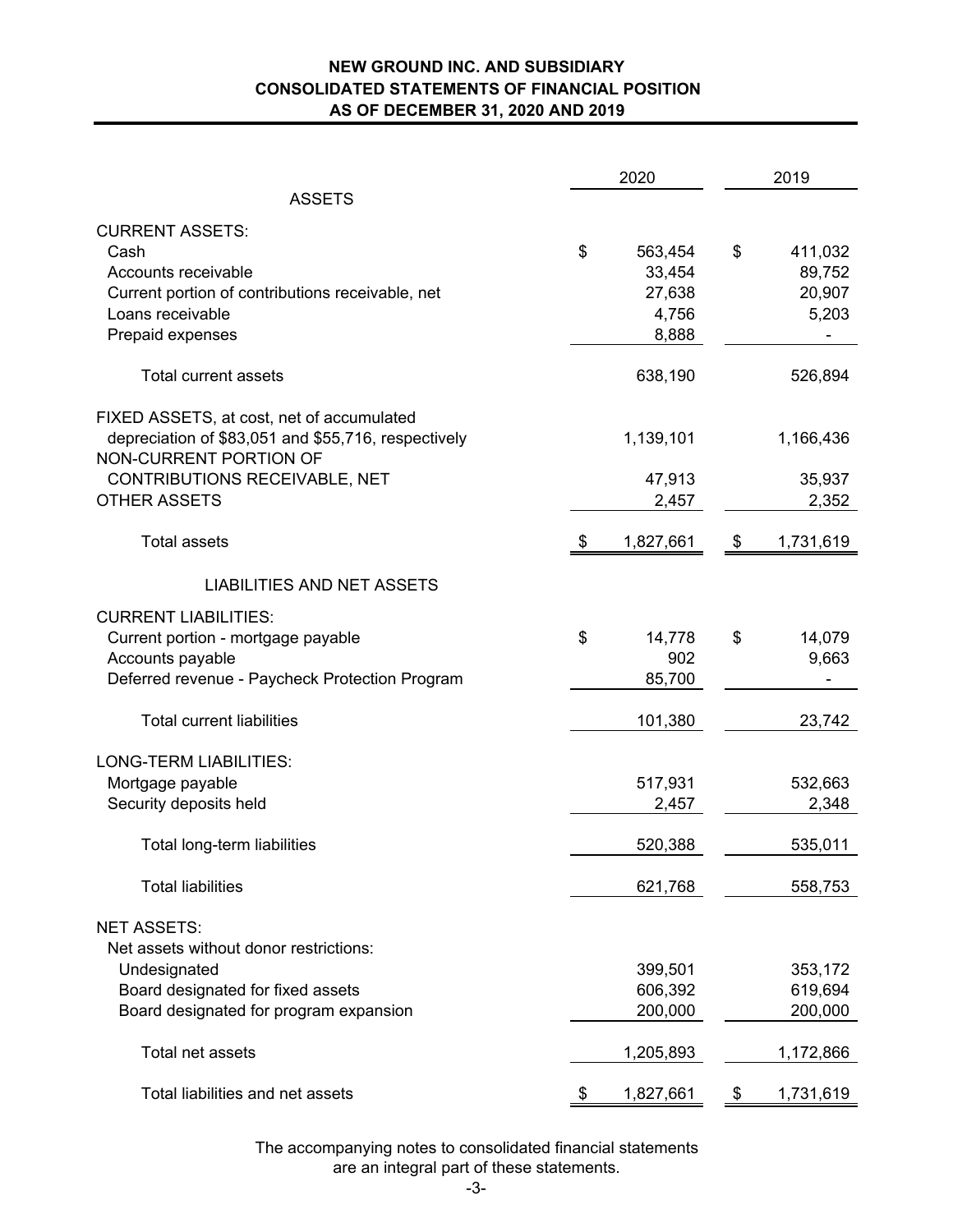# NEW GROUND INC. AND SUBSIDIARY
## CONSOLIDATED STATEMENTS OF FINANCIAL POSITION
## AS OF DECEMBER 31, 2020 AND 2019

| | 2020 | 2019 |
|---|---|---|
| **ASSETS** | | |
| **CURRENT ASSETS:** | | |
| Cash | $ 563,454 | $ 411,032 |
| Accounts receivable | 33,454 | 89,752 |
| Current portion of contributions receivable, net | 27,638 | 20,907 |
| Loans receivable | 4,756 | 5,203 |
| Prepaid expenses | 8,888 | - |
| Total current assets | 638,190 | 526,894 |
| FIXED ASSETS, at cost, net of accumulated depreciation of $83,051 and $55,716, respectively | 1,139,101 | 1,166,436 |
| NON-CURRENT PORTION OF CONTRIBUTIONS RECEIVABLE, NET | 47,913 | 35,937 |
| OTHER ASSETS | 2,457 | 2,352 |
| Total assets | $ 1,827,661 | $ 1,731,619 |
| **LIABILITIES AND NET ASSETS** | | |
| **CURRENT LIABILITIES:** | | |
| Current portion - mortgage payable | $ 14,778 | $ 14,079 |
| Accounts payable | 902 | 9,663 |
| Deferred revenue - Paycheck Protection Program | 85,700 | - |
| Total current liabilities | 101,380 | 23,742 |
| **LONG-TERM LIABILITIES:** | | |
| Mortgage payable | 517,931 | 532,663 |
| Security deposits held | 2,457 | 2,348 |
| Total long-term liabilities | 520,388 | 535,011 |
| Total liabilities | 621,768 | 558,753 |
| **NET ASSETS:** | | |
| Net assets without donor restrictions: | | |
| Undesignated | 399,501 | 353,172 |
| Board designated for fixed assets | 606,392 | 619,694 |
| Board designated for program expansion | 200,000 | 200,000 |
| Total net assets | 1,205,893 | 1,172,866 |
| Total liabilities and net assets | $ 1,827,661 | $ 1,731,619 |

The accompanying notes to consolidated financial statements are an integral part of these statements.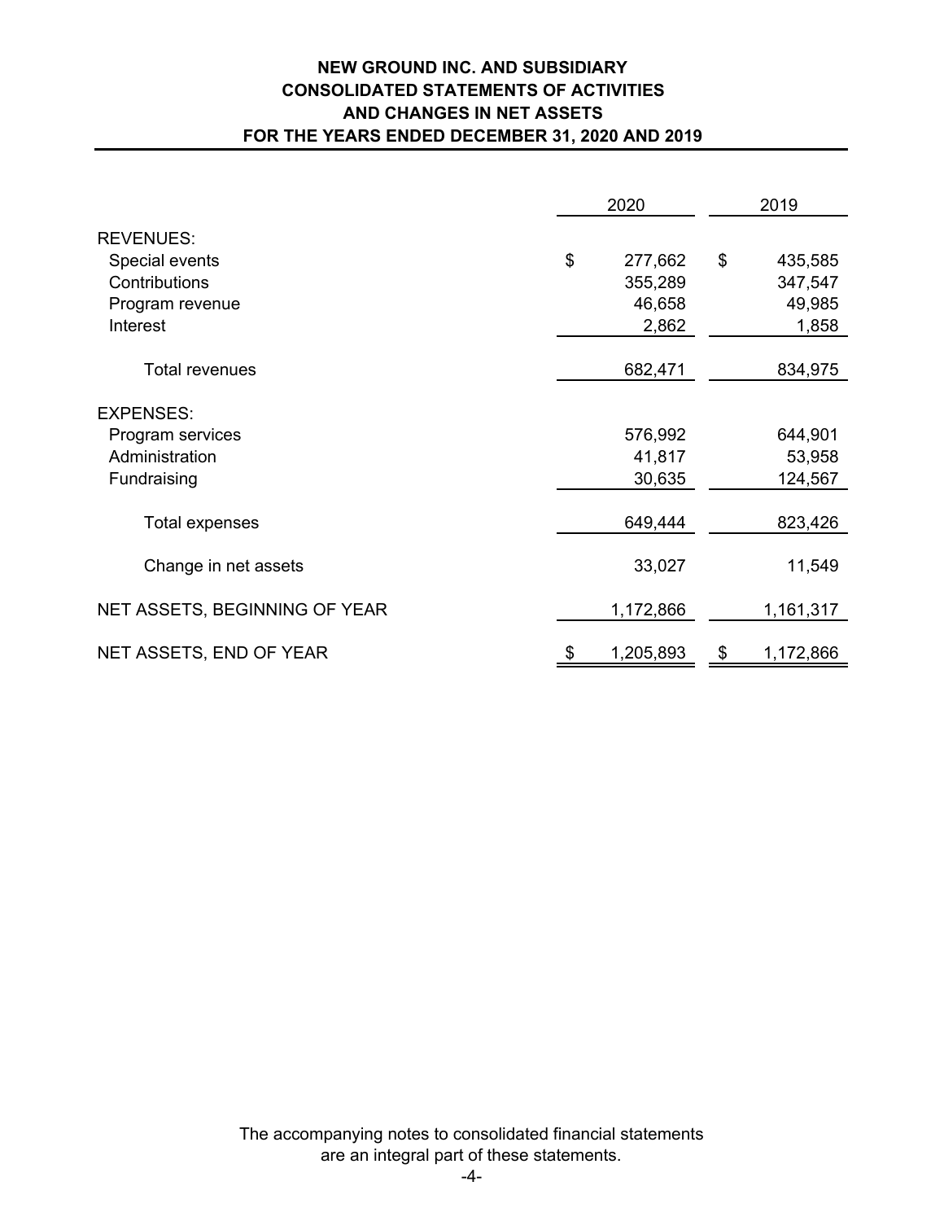# NEW GROUND INC. AND SUBSIDIARY
## CONSOLIDATED STATEMENTS OF ACTIVITIES AND CHANGES IN NET ASSETS
## FOR THE YEARS ENDED DECEMBER 31, 2020 AND 2019

| | 2020 | 2019 |
|---|---|---|
| REVENUES: | | |
| Special events | $ 277,662 | $ 435,585 |
| Contributions | 355,289 | 347,547 |
| Program revenue | 46,658 | 49,985 |
| Interest | 2,862 | 1,858 |
| Total revenues | 682,471 | 834,975 |
| EXPENSES: | | |
| Program services | 576,992 | 644,901 |
| Administration | 41,817 | 53,958 |
| Fundraising | 30,635 | 124,567 |
| Total expenses | 649,444 | 823,426 |
| Change in net assets | 33,027 | 11,549 |
| NET ASSETS, BEGINNING OF YEAR | 1,172,866 | 1,161,317 |
| NET ASSETS, END OF YEAR | $ 1,205,893 | $ 1,172,866 |

The accompanying notes to consolidated financial statements are an integral part of these statements.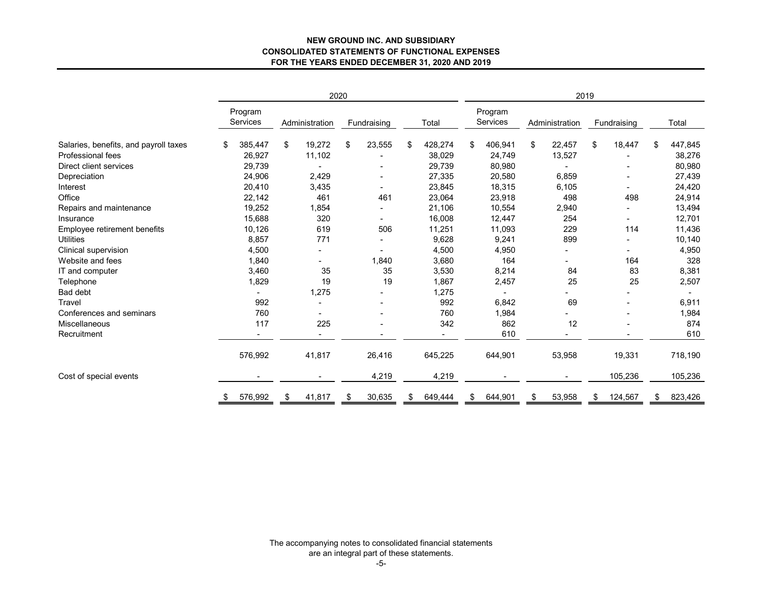# NEW GROUND INC. AND SUBSIDIARY
## CONSOLIDATED STATEMENTS OF FUNCTIONAL EXPENSES
### FOR THE YEARS ENDED DECEMBER 31, 2020 AND 2019

| | 2020 | | | | 2019 | | | |
|---|---|---|---|---|---|---|---|---|
| | Program Services | Administration | Fundraising | Total | Program Services | Administration | Fundraising | Total |
| Salaries, benefits, and payroll taxes | $ 385,447 | $ 19,272 | $ 23,555 | $ 428,274 | $ 406,941 | $ 22,457 | $ 18,447 | $ 447,845 |
| Professional fees | 26,927 | 11,102 | - | 38,029 | 24,749 | 13,527 | - | 38,276 |
| Direct client services | 29,739 | - | - | 29,739 | 80,980 | - | - | 80,980 |
| Depreciation | 24,906 | 2,429 | - | 27,335 | 20,580 | 6,859 | - | 27,439 |
| Interest | 20,410 | 3,435 | - | 23,845 | 18,315 | 6,105 | - | 24,420 |
| Office | 22,142 | 461 | 461 | 23,064 | 23,918 | 498 | 498 | 24,914 |
| Repairs and maintenance | 19,252 | 1,854 | - | 21,106 | 10,554 | 2,940 | - | 13,494 |
| Insurance | 15,688 | 320 | - | 16,008 | 12,447 | 254 | - | 12,701 |
| Employee retirement benefits | 10,126 | 619 | 506 | 11,251 | 11,093 | 229 | 114 | 11,436 |
| Utilities | 8,857 | 771 | - | 9,628 | 9,241 | 899 | - | 10,140 |
| Clinical supervision | 4,500 | - | - | 4,500 | 4,950 | - | - | 4,950 |
| Website and fees | 1,840 | - | 1,840 | 3,680 | 164 | - | 164 | 328 |
| IT and computer | 3,460 | 35 | 35 | 3,530 | 8,214 | 84 | 83 | 8,381 |
| Telephone | 1,829 | 19 | 19 | 1,867 | 2,457 | 25 | 25 | 2,507 |
| Bad debt | - | 1,275 | - | 1,275 | - | - | - | - |
| Travel | 992 | - | - | 992 | 6,842 | 69 | - | 6,911 |
| Conferences and seminars | 760 | - | - | 760 | 1,984 | - | - | 1,984 |
| Miscellaneous | 117 | 225 | - | 342 | 862 | 12 | - | 874 |
| Recruitment | - | - | - | - | 610 | - | - | 610 |
| | 576,992 | 41,817 | 26,416 | 645,225 | 644,901 | 53,958 | 19,331 | 718,190 |
| Cost of special events | - | - | 4,219 | 4,219 | - | - | 105,236 | 105,236 |
| | $ 576,992 | $ 41,817 | $ 30,635 | $ 649,444 | $ 644,901 | $ 53,958 | $ 124,567 | $ 823,426 |

The accompanying notes to consolidated financial statements are an integral part of these statements.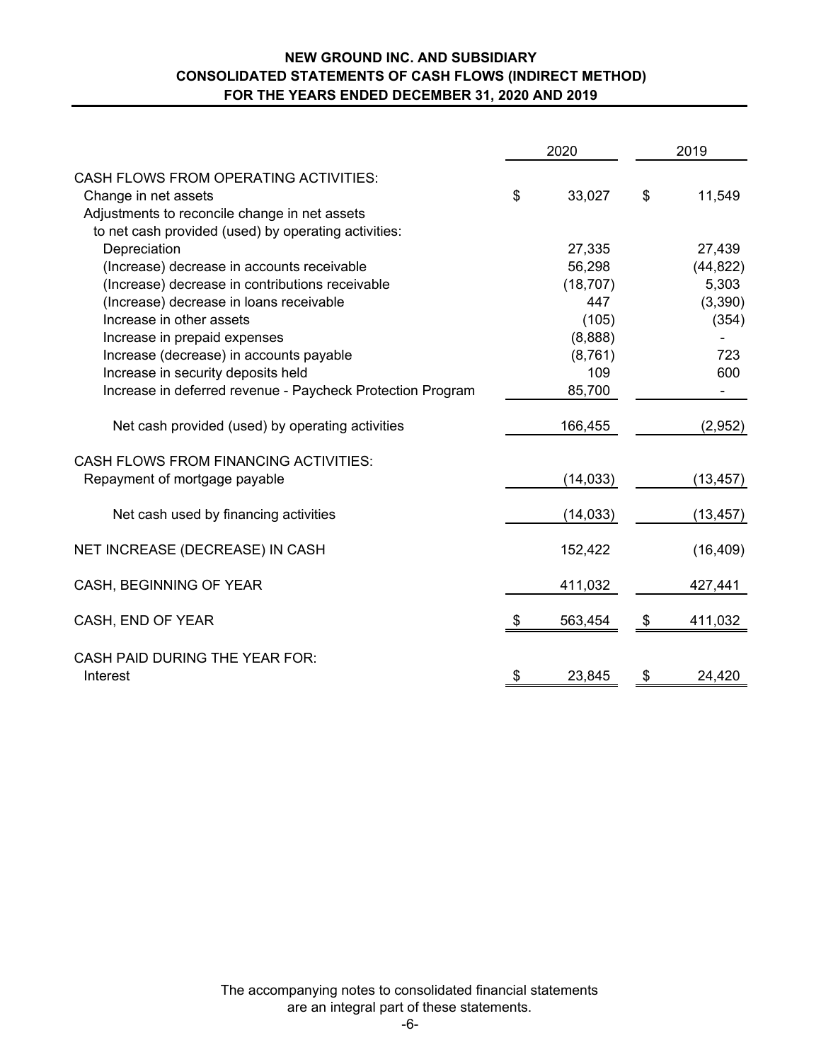# NEW GROUND INC. AND SUBSIDIARY
## CONSOLIDATED STATEMENTS OF CASH FLOWS (INDIRECT METHOD)
## FOR THE YEARS ENDED DECEMBER 31, 2020 AND 2019

| | 2020 | 2019 |
|---|---|---|
| CASH FLOWS FROM OPERATING ACTIVITIES: | | |
| Change in net assets | $ 33,027 | $ 11,549 |
| Adjustments to reconcile change in net assets to net cash provided (used) by operating activities: | | |
| Depreciation | 27,335 | 27,439 |
| (Increase) decrease in accounts receivable | 56,298 | (44,822) |
| (Increase) decrease in contributions receivable | (18,707) | 5,303 |
| (Increase) decrease in loans receivable | 447 | (3,390) |
| Increase in other assets | (105) | (354) |
| Increase in prepaid expenses | (8,888) | - |
| Increase (decrease) in accounts payable | (8,761) | 723 |
| Increase in security deposits held | 109 | 600 |
| Increase in deferred revenue - Paycheck Protection Program | 85,700 | - |
| Net cash provided (used) by operating activities | 166,455 | (2,952) |
| CASH FLOWS FROM FINANCING ACTIVITIES: | | |
| Repayment of mortgage payable | (14,033) | (13,457) |
| Net cash used by financing activities | (14,033) | (13,457) |
| NET INCREASE (DECREASE) IN CASH | 152,422 | (16,409) |
| CASH, BEGINNING OF YEAR | 411,032 | 427,441 |
| CASH, END OF YEAR | $ 563,454 | $ 411,032 |
| CASH PAID DURING THE YEAR FOR: | | |
| Interest | $ 23,845 | $ 24,420 |

The accompanying notes to consolidated financial statements are an integral part of these statements.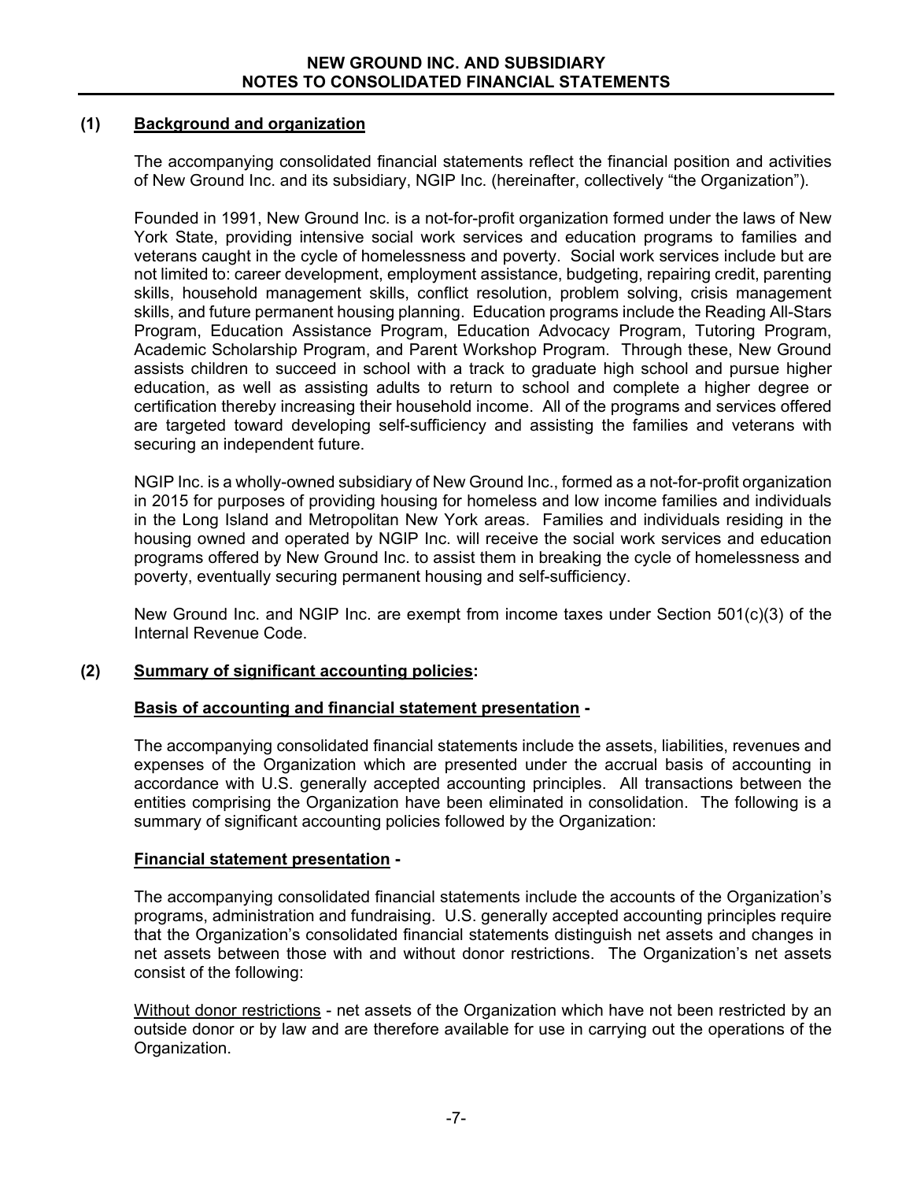## (1) Background and organization

The accompanying consolidated financial statements reflect the financial position and activities of New Ground Inc. and its subsidiary, NGIP Inc. (hereinafter, collectively "the Organization").

Founded in 1991, New Ground Inc. is a not-for-profit organization formed under the laws of New York State, providing intensive social work services and education programs to families and veterans caught in the cycle of homelessness and poverty. Social work services include but are not limited to: career development, employment assistance, budgeting, repairing credit, parenting skills, household management skills, conflict resolution, problem solving, crisis management skills, and future permanent housing planning. Education programs include the Reading All-Stars Program, Education Assistance Program, Education Advocacy Program, Tutoring Program, Academic Scholarship Program, and Parent Workshop Program. Through these, New Ground assists children to succeed in school with a track to graduate high school and pursue higher education, as well as assisting adults to return to school and complete a higher degree or certification thereby increasing their household income. All of the programs and services offered are targeted toward developing self-sufficiency and assisting the families and veterans with securing an independent future.

NGIP Inc. is a wholly-owned subsidiary of New Ground Inc., formed as a not-for-profit organization in 2015 for purposes of providing housing for homeless and low income families and individuals in the Long Island and Metropolitan New York areas. Families and individuals residing in the housing owned and operated by NGIP Inc. will receive the social work services and education programs offered by New Ground Inc. to assist them in breaking the cycle of homelessness and poverty, eventually securing permanent housing and self-sufficiency.

New Ground Inc. and NGIP Inc. are exempt from income taxes under Section 501(c)(3) of the Internal Revenue Code.

## (2) Summary of significant accounting policies:

### Basis of accounting and financial statement presentation -

The accompanying consolidated financial statements include the assets, liabilities, revenues and expenses of the Organization which are presented under the accrual basis of accounting in accordance with U.S. generally accepted accounting principles. All transactions between the entities comprising the Organization have been eliminated in consolidation. The following is a summary of significant accounting policies followed by the Organization:

### Financial statement presentation -

The accompanying consolidated financial statements include the accounts of the Organization's programs, administration and fundraising. U.S. generally accepted accounting principles require that the Organization's consolidated financial statements distinguish net assets and changes in net assets between those with and without donor restrictions. The Organization's net assets consist of the following:

Without donor restrictions - net assets of the Organization which have not been restricted by an outside donor or by law and are therefore available for use in carrying out the operations of the Organization.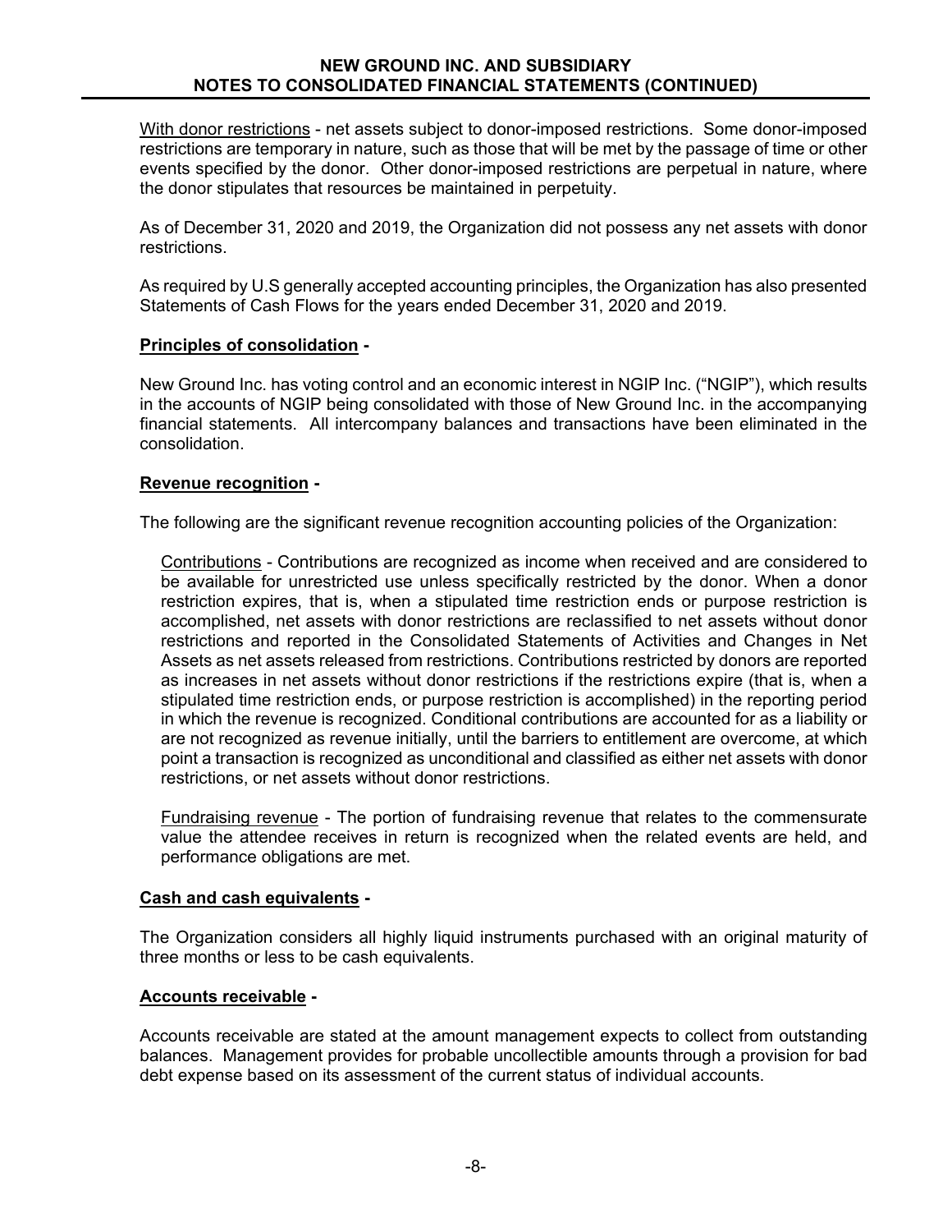With donor restrictions - net assets subject to donor-imposed restrictions. Some donor-imposed restrictions are temporary in nature, such as those that will be met by the passage of time or other events specified by the donor. Other donor-imposed restrictions are perpetual in nature, where the donor stipulates that resources be maintained in perpetuity.

As of December 31, 2020 and 2019, the Organization did not possess any net assets with donor restrictions.

As required by U.S generally accepted accounting principles, the Organization has also presented Statements of Cash Flows for the years ended December 31, 2020 and 2019.

**Principles of consolidation -**

New Ground Inc. has voting control and an economic interest in NGIP Inc. ("NGIP"), which results in the accounts of NGIP being consolidated with those of New Ground Inc. in the accompanying financial statements. All intercompany balances and transactions have been eliminated in the consolidation.

**Revenue recognition -**

The following are the significant revenue recognition accounting policies of the Organization:

Contributions - Contributions are recognized as income when received and are considered to be available for unrestricted use unless specifically restricted by the donor. When a donor restriction expires, that is, when a stipulated time restriction ends or purpose restriction is accomplished, net assets with donor restrictions are reclassified to net assets without donor restrictions and reported in the Consolidated Statements of Activities and Changes in Net Assets as net assets released from restrictions. Contributions restricted by donors are reported as increases in net assets without donor restrictions if the restrictions expire (that is, when a stipulated time restriction ends, or purpose restriction is accomplished) in the reporting period in which the revenue is recognized. Conditional contributions are accounted for as a liability or are not recognized as revenue initially, until the barriers to entitlement are overcome, at which point a transaction is recognized as unconditional and classified as either net assets with donor restrictions, or net assets without donor restrictions.

Fundraising revenue - The portion of fundraising revenue that relates to the commensurate value the attendee receives in return is recognized when the related events are held, and performance obligations are met.

**Cash and cash equivalents -**

The Organization considers all highly liquid instruments purchased with an original maturity of three months or less to be cash equivalents.

**Accounts receivable -**

Accounts receivable are stated at the amount management expects to collect from outstanding balances. Management provides for probable uncollectible amounts through a provision for bad debt expense based on its assessment of the current status of individual accounts.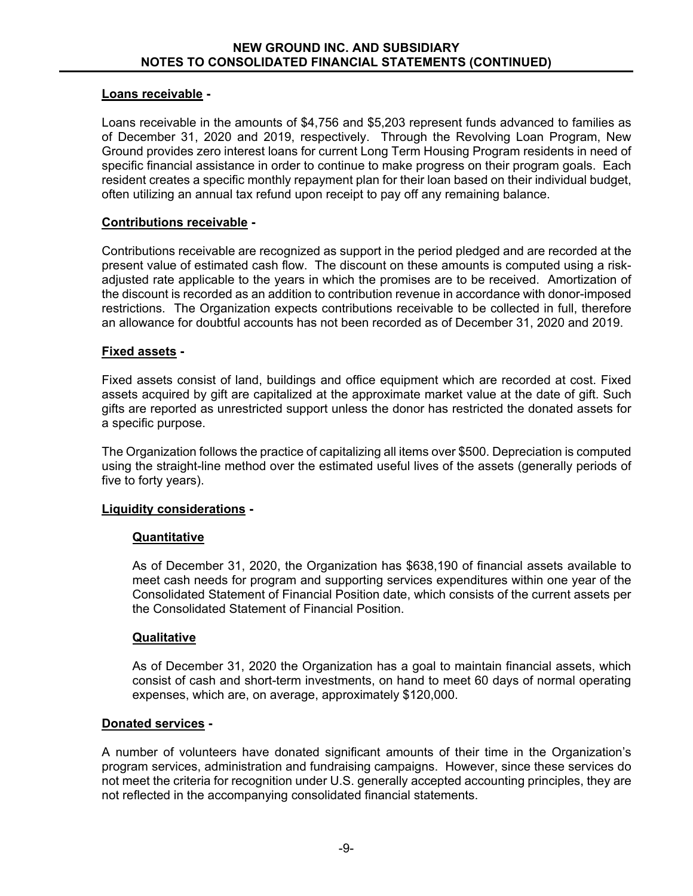**Loans receivable -**

Loans receivable in the amounts of $4,756 and $5,203 represent funds advanced to families as of December 31, 2020 and 2019, respectively. Through the Revolving Loan Program, New Ground provides zero interest loans for current Long Term Housing Program residents in need of specific financial assistance in order to continue to make progress on their program goals. Each resident creates a specific monthly repayment plan for their loan based on their individual budget, often utilizing an annual tax refund upon receipt to pay off any remaining balance.

**Contributions receivable -**

Contributions receivable are recognized as support in the period pledged and are recorded at the present value of estimated cash flow. The discount on these amounts is computed using a risk-adjusted rate applicable to the years in which the promises are to be received. Amortization of the discount is recorded as an addition to contribution revenue in accordance with donor-imposed restrictions. The Organization expects contributions receivable to be collected in full, therefore an allowance for doubtful accounts has not been recorded as of December 31, 2020 and 2019.

**Fixed assets -**

Fixed assets consist of land, buildings and office equipment which are recorded at cost. Fixed assets acquired by gift are capitalized at the approximate market value at the date of gift. Such gifts are reported as unrestricted support unless the donor has restricted the donated assets for a specific purpose.

The Organization follows the practice of capitalizing all items over $500. Depreciation is computed using the straight-line method over the estimated useful lives of the assets (generally periods of five to forty years).

**Liquidity considerations -**

**Quantitative**

As of December 31, 2020, the Organization has $638,190 of financial assets available to meet cash needs for program and supporting services expenditures within one year of the Consolidated Statement of Financial Position date, which consists of the current assets per the Consolidated Statement of Financial Position.

**Qualitative**

As of December 31, 2020 the Organization has a goal to maintain financial assets, which consist of cash and short-term investments, on hand to meet 60 days of normal operating expenses, which are, on average, approximately $120,000.

**Donated services -**

A number of volunteers have donated significant amounts of their time in the Organization's program services, administration and fundraising campaigns. However, since these services do not meet the criteria for recognition under U.S. generally accepted accounting principles, they are not reflected in the accompanying consolidated financial statements.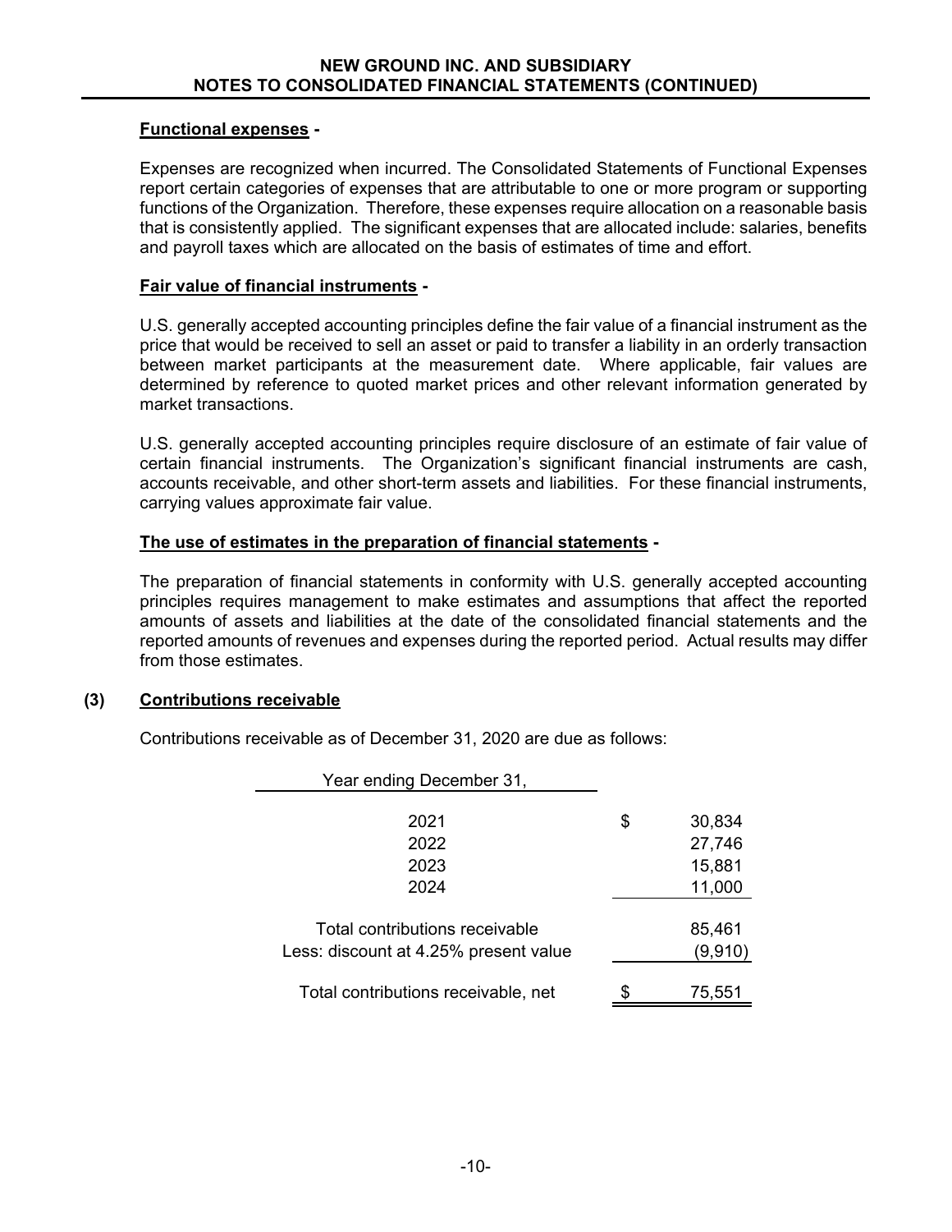**Functional expenses -**

Expenses are recognized when incurred. The Consolidated Statements of Functional Expenses report certain categories of expenses that are attributable to one or more program or supporting functions of the Organization. Therefore, these expenses require allocation on a reasonable basis that is consistently applied. The significant expenses that are allocated include: salaries, benefits and payroll taxes which are allocated on the basis of estimates of time and effort.

**Fair value of financial instruments -**

U.S. generally accepted accounting principles define the fair value of a financial instrument as the price that would be received to sell an asset or paid to transfer a liability in an orderly transaction between market participants at the measurement date. Where applicable, fair values are determined by reference to quoted market prices and other relevant information generated by market transactions.

U.S. generally accepted accounting principles require disclosure of an estimate of fair value of certain financial instruments. The Organization's significant financial instruments are cash, accounts receivable, and other short-term assets and liabilities. For these financial instruments, carrying values approximate fair value.

**The use of estimates in the preparation of financial statements -**

The preparation of financial statements in conformity with U.S. generally accepted accounting principles requires management to make estimates and assumptions that affect the reported amounts of assets and liabilities at the date of the consolidated financial statements and the reported amounts of revenues and expenses during the reported period. Actual results may differ from those estimates.

## (3) Contributions receivable

Contributions receivable as of December 31, 2020 are due as follows:

| Year ending December 31, | |
|---|---|
| 2021 | $ 30,834 |
| 2022 | 27,746 |
| 2023 | 15,881 |
| 2024 | 11,000 |
| Total contributions receivable | 85,461 |
| Less: discount at 4.25% present value | (9,910) |
| Total contributions receivable, net | $ 75,551 |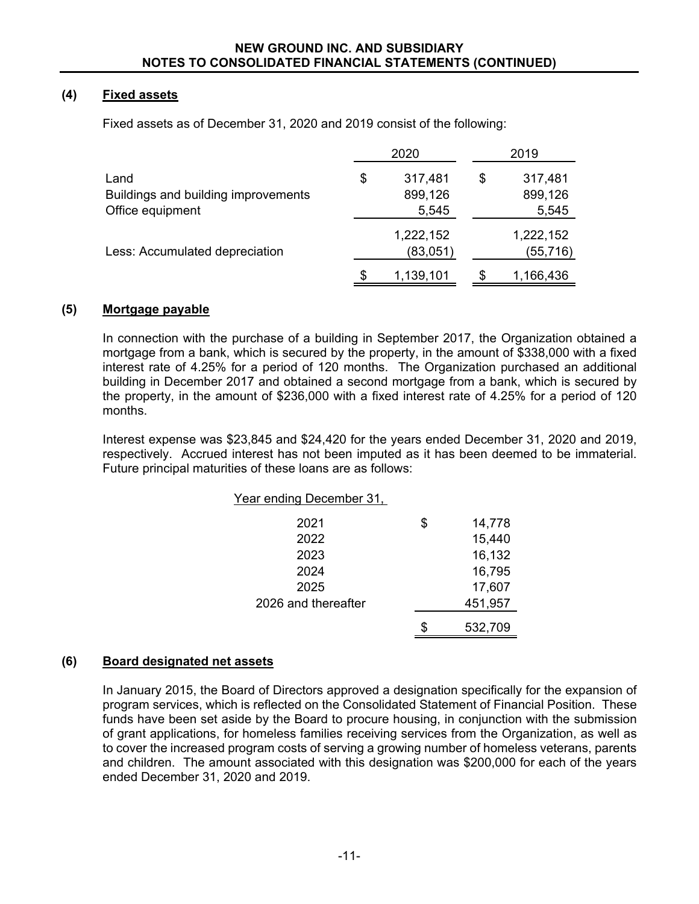NEW GROUND INC. AND SUBSIDIARY
NOTES TO CONSOLIDATED FINANCIAL STATEMENTS (CONTINUED)

## (4) Fixed assets

Fixed assets as of December 31, 2020 and 2019 consist of the following:

| | 2020 | 2019 |
|---|---|---|
| Land | $ 317,481 | $ 317,481 |
| Buildings and building improvements | 899,126 | 899,126 |
| Office equipment | 5,545 | 5,545 |
| | 1,222,152 | 1,222,152 |
| Less: Accumulated depreciation | (83,051) | (55,716) |
| | $ 1,139,101 | $ 1,166,436 |

## (5) Mortgage payable

In connection with the purchase of a building in September 2017, the Organization obtained a mortgage from a bank, which is secured by the property, in the amount of $338,000 with a fixed interest rate of 4.25% for a period of 120 months. The Organization purchased an additional building in December 2017 and obtained a second mortgage from a bank, which is secured by the property, in the amount of $236,000 with a fixed interest rate of 4.25% for a period of 120 months.

Interest expense was $23,845 and $24,420 for the years ended December 31, 2020 and 2019, respectively. Accrued interest has not been imputed as it has been deemed to be immaterial. Future principal maturities of these loans are as follows:

| Year ending December 31, | |
|---|---|
| 2021 | $ 14,778 |
| 2022 | 15,440 |
| 2023 | 16,132 |
| 2024 | 16,795 |
| 2025 | 17,607 |
| 2026 and thereafter | 451,957 |
| | $ 532,709 |

## (6) Board designated net assets

In January 2015, the Board of Directors approved a designation specifically for the expansion of program services, which is reflected on the Consolidated Statement of Financial Position. These funds have been set aside by the Board to procure housing, in conjunction with the submission of grant applications, for homeless families receiving services from the Organization, as well as to cover the increased program costs of serving a growing number of homeless veterans, parents and children. The amount associated with this designation was $200,000 for each of the years ended December 31, 2020 and 2019.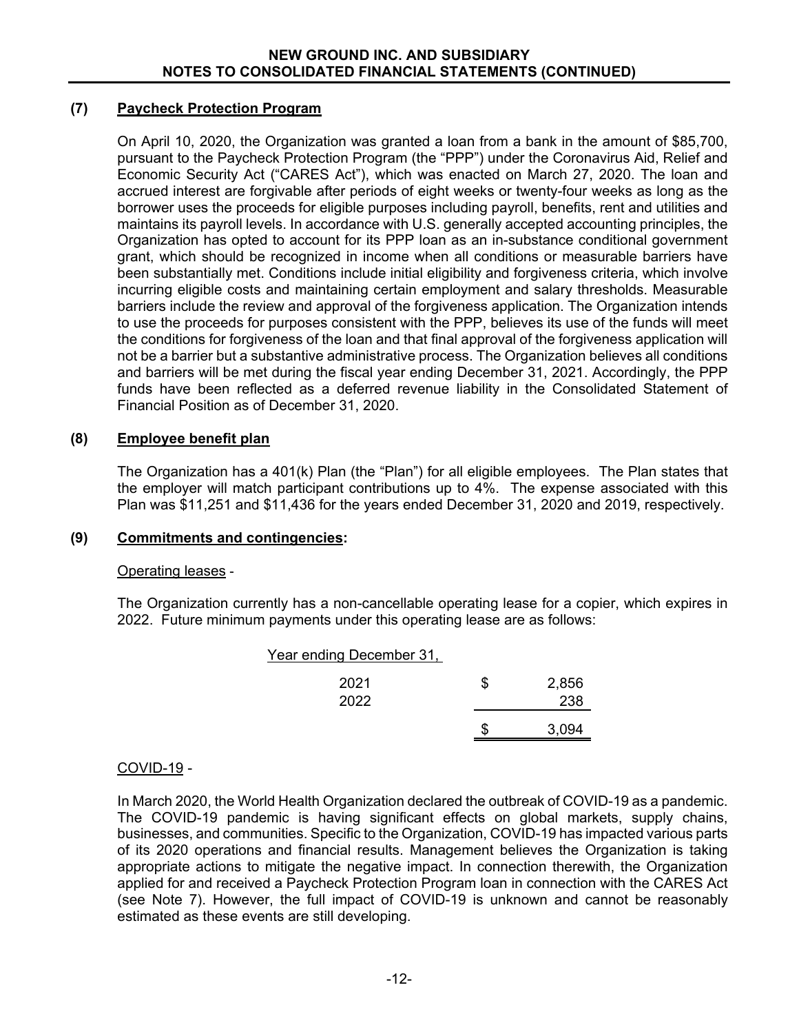### (7) Paycheck Protection Program

On April 10, 2020, the Organization was granted a loan from a bank in the amount of $85,700, pursuant to the Paycheck Protection Program (the "PPP") under the Coronavirus Aid, Relief and Economic Security Act ("CARES Act"), which was enacted on March 27, 2020. The loan and accrued interest are forgivable after periods of eight weeks or twenty-four weeks as long as the borrower uses the proceeds for eligible purposes including payroll, benefits, rent and utilities and maintains its payroll levels. In accordance with U.S. generally accepted accounting principles, the Organization has opted to account for its PPP loan as an in-substance conditional government grant, which should be recognized in income when all conditions or measurable barriers have been substantially met. Conditions include initial eligibility and forgiveness criteria, which involve incurring eligible costs and maintaining certain employment and salary thresholds. Measurable barriers include the review and approval of the forgiveness application. The Organization intends to use the proceeds for purposes consistent with the PPP, believes its use of the funds will meet the conditions for forgiveness of the loan and that final approval of the forgiveness application will not be a barrier but a substantive administrative process. The Organization believes all conditions and barriers will be met during the fiscal year ending December 31, 2021. Accordingly, the PPP funds have been reflected as a deferred revenue liability in the Consolidated Statement of Financial Position as of December 31, 2020.

### (8) Employee benefit plan

The Organization has a 401(k) Plan (the "Plan") for all eligible employees. The Plan states that the employer will match participant contributions up to 4%. The expense associated with this Plan was $11,251 and $11,436 for the years ended December 31, 2020 and 2019, respectively.

### (9) Commitments and contingencies:

Operating leases -

The Organization currently has a non-cancellable operating lease for a copier, which expires in 2022. Future minimum payments under this operating lease are as follows:

| Year ending December 31, | Amount |
|---|---|
| 2021 | $ 2,856 |
| 2022 | 238 |
| | $ 3,094 |

COVID-19 -

In March 2020, the World Health Organization declared the outbreak of COVID-19 as a pandemic. The COVID-19 pandemic is having significant effects on global markets, supply chains, businesses, and communities. Specific to the Organization, COVID-19 has impacted various parts of its 2020 operations and financial results. Management believes the Organization is taking appropriate actions to mitigate the negative impact. In connection therewith, the Organization applied for and received a Paycheck Protection Program loan in connection with the CARES Act (see Note 7). However, the full impact of COVID-19 is unknown and cannot be reasonably estimated as these events are still developing.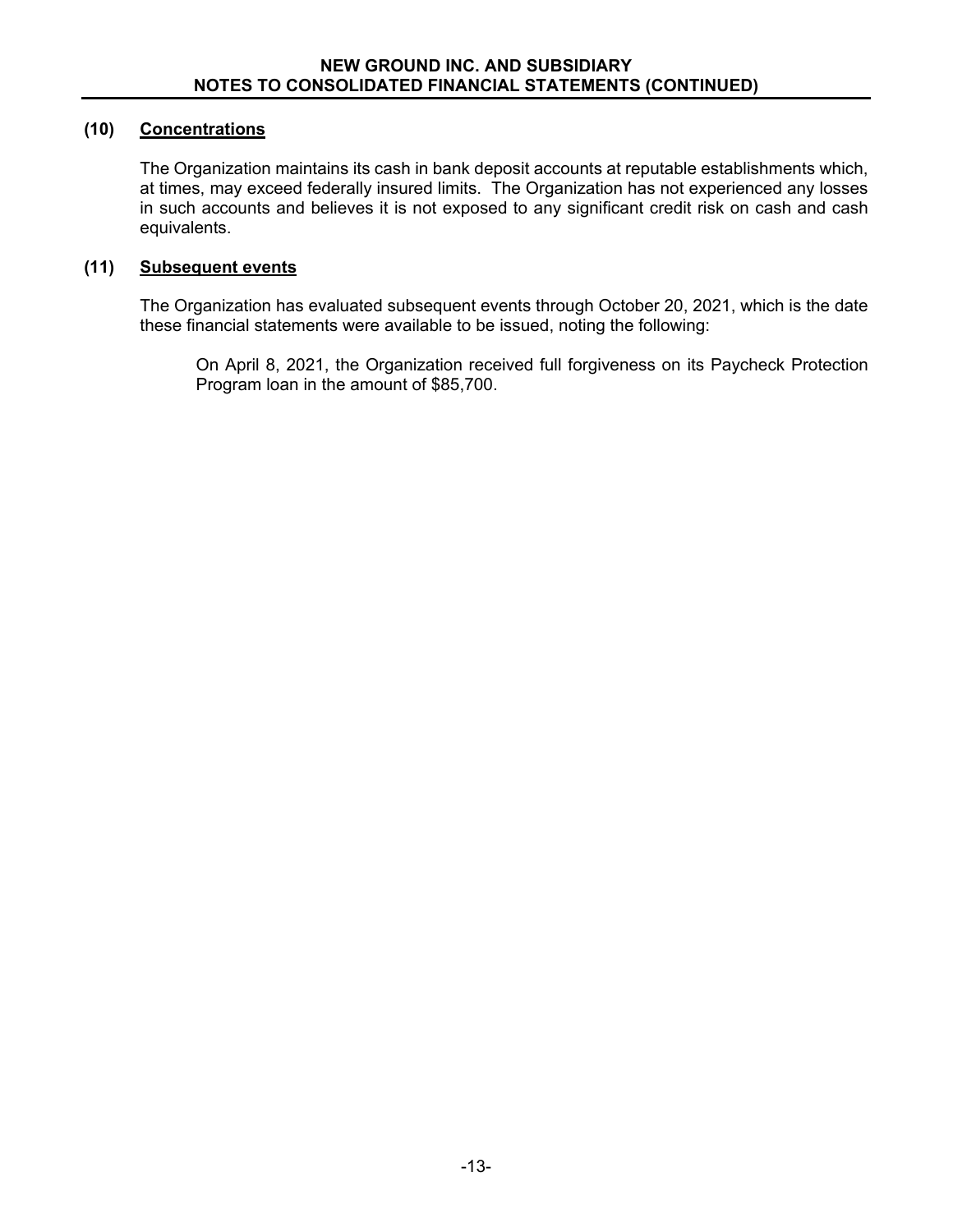## (10) Concentrations

The Organization maintains its cash in bank deposit accounts at reputable establishments which, at times, may exceed federally insured limits. The Organization has not experienced any losses in such accounts and believes it is not exposed to any significant credit risk on cash and cash equivalents.

## (11) Subsequent events

The Organization has evaluated subsequent events through October 20, 2021, which is the date these financial statements were available to be issued, noting the following:

On April 8, 2021, the Organization received full forgiveness on its Paycheck Protection Program loan in the amount of $85,700.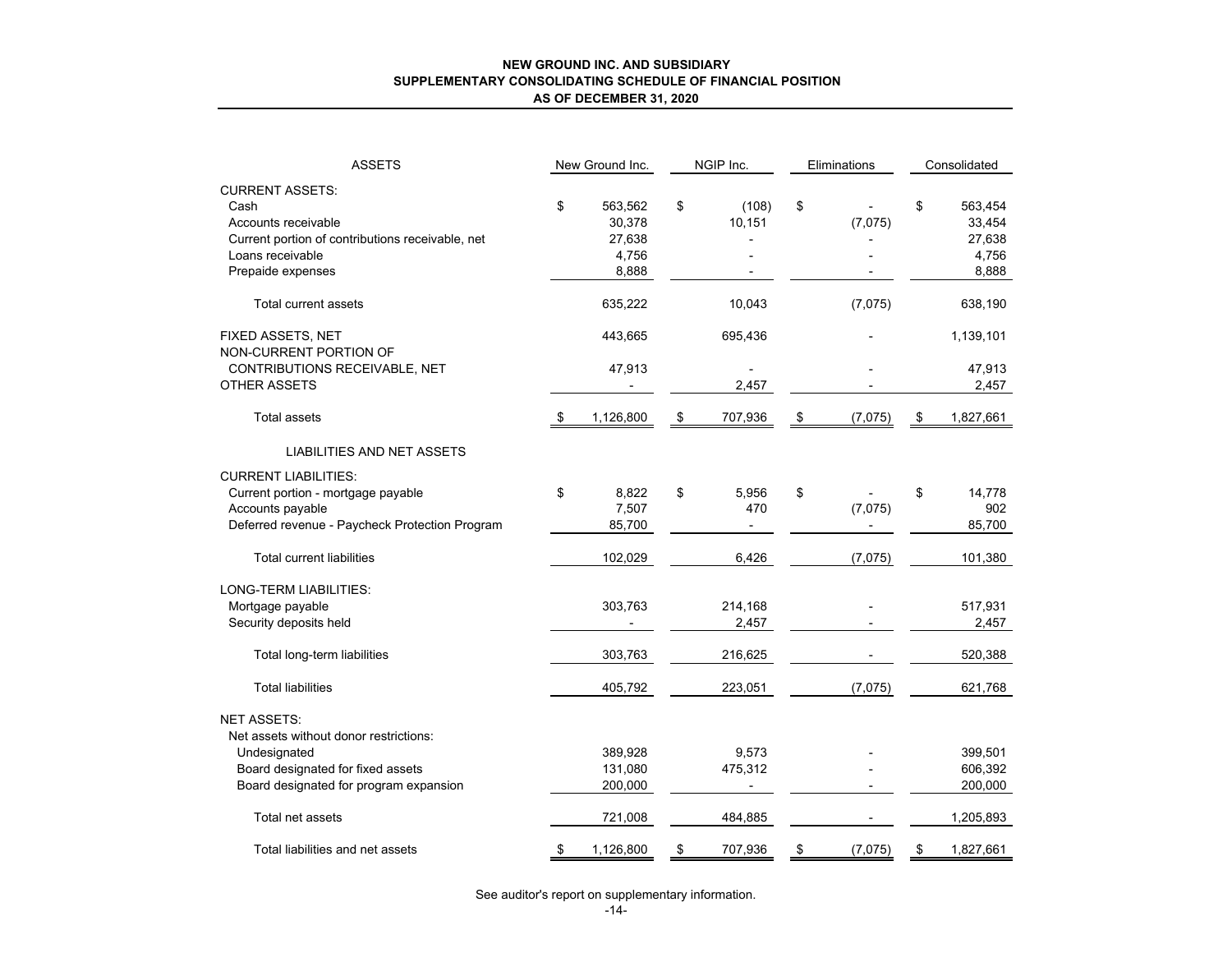**NEW GROUND INC. AND SUBSIDIARY**
**SUPPLEMENTARY CONSOLIDATING SCHEDULE OF FINANCIAL POSITION**
**AS OF DECEMBER 31, 2020**

| ASSETS | New Ground Inc. | NGIP Inc. | Eliminations | Consolidated |
|---|---|---|---|---|
| CURRENT ASSETS: | | | | |
| Cash | $ 563,562 | $ (108) | $ - | $ 563,454 |
| Accounts receivable | 30,378 | 10,151 | (7,075) | 33,454 |
| Current portion of contributions receivable, net | 27,638 | - | - | 27,638 |
| Loans receivable | 4,756 | - | - | 4,756 |
| Prepaide expenses | 8,888 | - | - | 8,888 |
| Total current assets | 635,222 | 10,043 | (7,075) | 638,190 |
| FIXED ASSETS, NET | 443,665 | 695,436 | - | 1,139,101 |
| NON-CURRENT PORTION OF CONTRIBUTIONS RECEIVABLE, NET | 47,913 | - | - | 47,913 |
| OTHER ASSETS | - | 2,457 | - | 2,457 |
| Total assets | $ 1,126,800 | $ 707,936 | $ (7,075) | $ 1,827,661 |
| **LIABILITIES AND NET ASSETS** | | | | |
| CURRENT LIABILITIES: | | | | |
| Current portion - mortgage payable | $ 8,822 | $ 5,956 | $ - | $ 14,778 |
| Accounts payable | 7,507 | 470 | (7,075) | 902 |
| Deferred revenue - Paycheck Protection Program | 85,700 | - | - | 85,700 |
| Total current liabilities | 102,029 | 6,426 | (7,075) | 101,380 |
| LONG-TERM LIABILITIES: | | | | |
| Mortgage payable | 303,763 | 214,168 | - | 517,931 |
| Security deposits held | - | 2,457 | - | 2,457 |
| Total long-term liabilities | 303,763 | 216,625 | - | 520,388 |
| Total liabilities | 405,792 | 223,051 | (7,075) | 621,768 |
| NET ASSETS: | | | | |
| Net assets without donor restrictions: | | | | |
| Undesignated | 389,928 | 9,573 | - | 399,501 |
| Board designated for fixed assets | 131,080 | 475,312 | - | 606,392 |
| Board designated for program expansion | 200,000 | - | - | 200,000 |
| Total net assets | 721,008 | 484,885 | - | 1,205,893 |
| Total liabilities and net assets | $ 1,126,800 | $ 707,936 | $ (7,075) | $ 1,827,661 |

See auditor's report on supplementary information.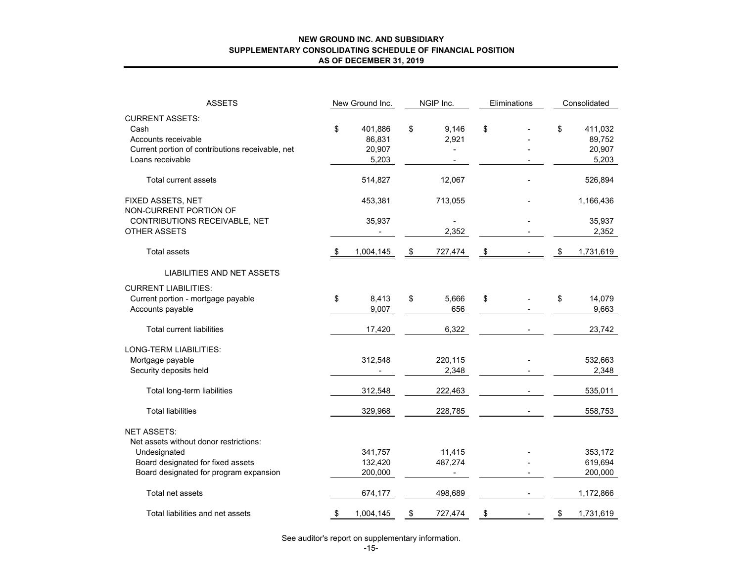**NEW GROUND INC. AND SUBSIDIARY**
**SUPPLEMENTARY CONSOLIDATING SCHEDULE OF FINANCIAL POSITION**
**AS OF DECEMBER 31, 2019**

| ASSETS | New Ground Inc. | NGIP Inc. | Eliminations | Consolidated |
|---|---|---|---|---|
| CURRENT ASSETS: | | | | |
| Cash | $ 401,886 | $ 9,146 | $ - | $ 411,032 |
| Accounts receivable | 86,831 | 2,921 | - | 89,752 |
| Current portion of contributions receivable, net | 20,907 | - | - | 20,907 |
| Loans receivable | 5,203 | - | - | 5,203 |
| Total current assets | 514,827 | 12,067 | - | 526,894 |
| FIXED ASSETS, NET | 453,381 | 713,055 | - | 1,166,436 |
| NON-CURRENT PORTION OF CONTRIBUTIONS RECEIVABLE, NET | 35,937 | - | - | 35,937 |
| OTHER ASSETS | - | 2,352 | - | 2,352 |
| Total assets | $ 1,004,145 | $ 727,474 | $ - | $ 1,731,619 |
| **LIABILITIES AND NET ASSETS** | | | | |
| CURRENT LIABILITIES: | | | | |
| Current portion - mortgage payable | $ 8,413 | $ 5,666 | $ - | $ 14,079 |
| Accounts payable | 9,007 | 656 | - | 9,663 |
| Total current liabilities | 17,420 | 6,322 | - | 23,742 |
| LONG-TERM LIABILITIES: | | | | |
| Mortgage payable | 312,548 | 220,115 | - | 532,663 |
| Security deposits held | - | 2,348 | - | 2,348 |
| Total long-term liabilities | 312,548 | 222,463 | - | 535,011 |
| Total liabilities | 329,968 | 228,785 | - | 558,753 |
| NET ASSETS: | | | | |
| Net assets without donor restrictions: | | | | |
| Undesignated | 341,757 | 11,415 | - | 353,172 |
| Board designated for fixed assets | 132,420 | 487,274 | - | 619,694 |
| Board designated for program expansion | 200,000 | - | - | 200,000 |
| Total net assets | 674,177 | 498,689 | - | 1,172,866 |
| Total liabilities and net assets | $ 1,004,145 | $ 727,474 | $ - | $ 1,731,619 |

See auditor's report on supplementary information.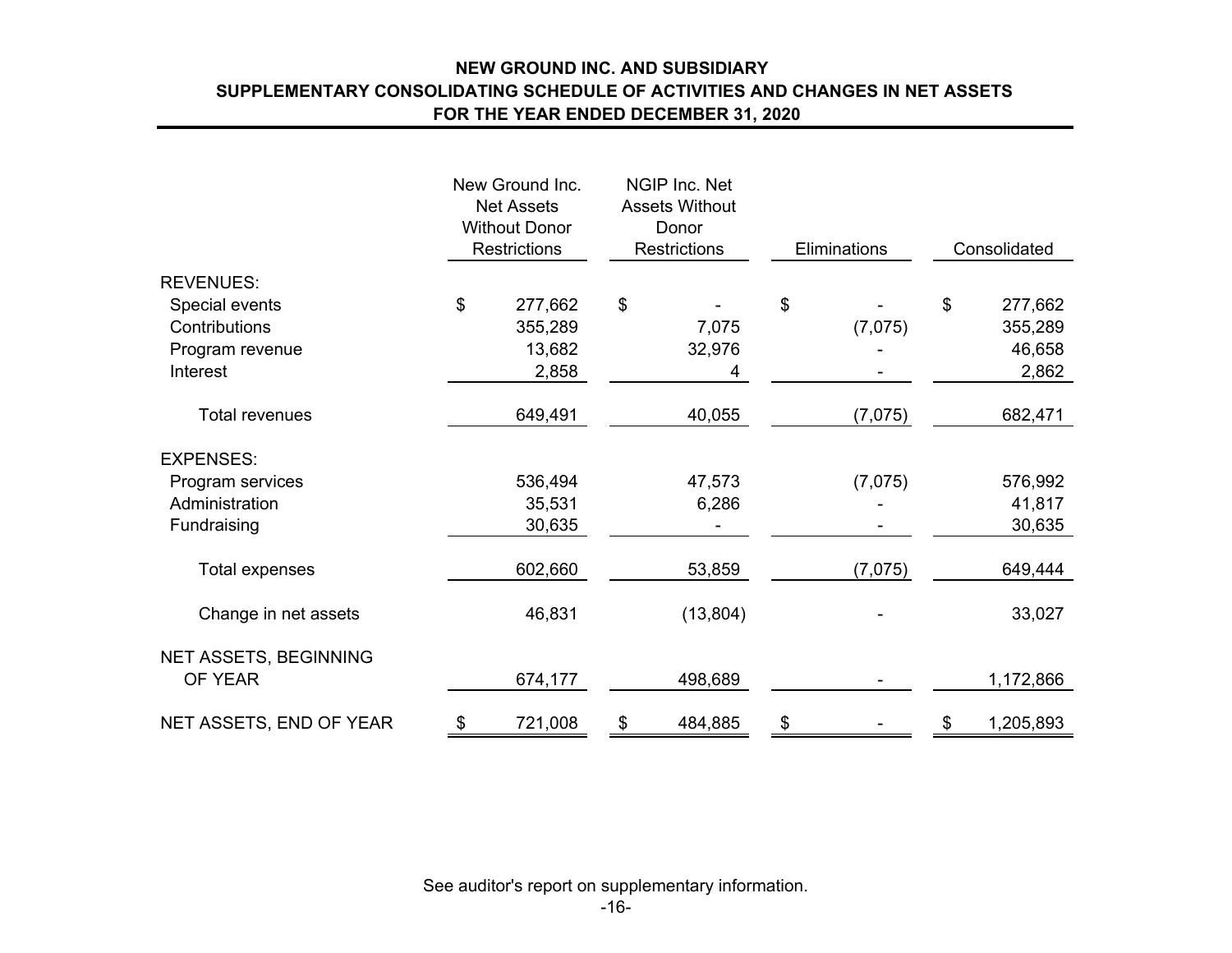**NEW GROUND INC. AND SUBSIDIARY**
**SUPPLEMENTARY CONSOLIDATING SCHEDULE OF ACTIVITIES AND CHANGES IN NET ASSETS**
**FOR THE YEAR ENDED DECEMBER 31, 2020**

| | New Ground Inc. Net Assets Without Donor Restrictions | NGIP Inc. Net Assets Without Donor Restrictions | Eliminations | Consolidated |
|---|---|---|---|---|
| REVENUES: | | | | |
| Special events | $ 277,662 | $ - | $ - | $ 277,662 |
| Contributions | 355,289 | 7,075 | (7,075) | 355,289 |
| Program revenue | 13,682 | 32,976 | - | 46,658 |
| Interest | 2,858 | 4 | - | 2,862 |
| Total revenues | 649,491 | 40,055 | (7,075) | 682,471 |
| EXPENSES: | | | | |
| Program services | 536,494 | 47,573 | (7,075) | 576,992 |
| Administration | 35,531 | 6,286 | - | 41,817 |
| Fundraising | 30,635 | - | - | 30,635 |
| Total expenses | 602,660 | 53,859 | (7,075) | 649,444 |
| Change in net assets | 46,831 | (13,804) | - | 33,027 |
| NET ASSETS, BEGINNING OF YEAR | 674,177 | 498,689 | - | 1,172,866 |
| NET ASSETS, END OF YEAR | $ 721,008 | $ 484,885 | $ - | $ 1,205,893 |

See auditor's report on supplementary information.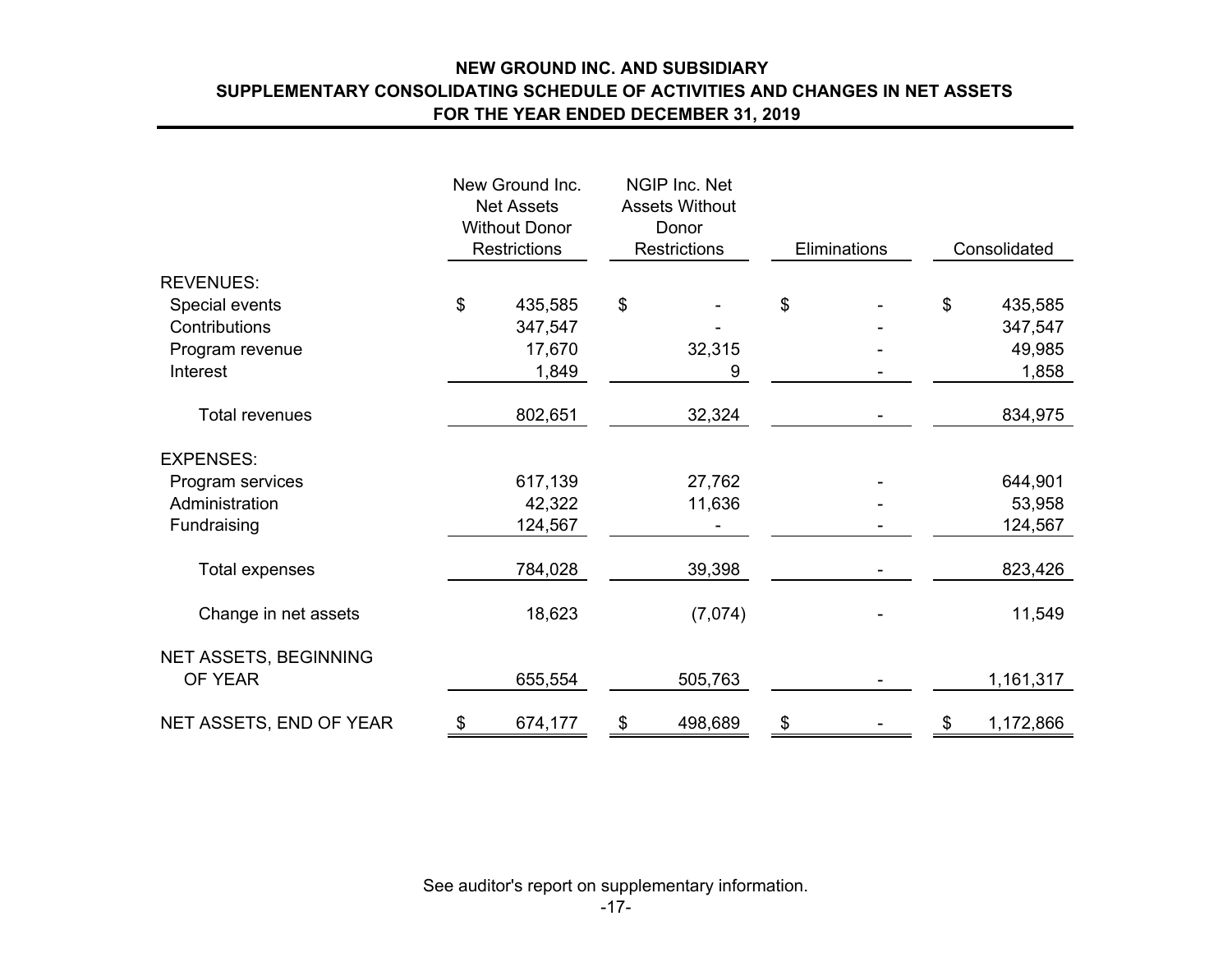**NEW GROUND INC. AND SUBSIDIARY**
**SUPPLEMENTARY CONSOLIDATING SCHEDULE OF ACTIVITIES AND CHANGES IN NET ASSETS**
**FOR THE YEAR ENDED DECEMBER 31, 2019**

| | New Ground Inc. Net Assets Without Donor Restrictions | NGIP Inc. Net Assets Without Donor Restrictions | Eliminations | Consolidated |
|---|---|---|---|---|
| REVENUES: | | | | |
| Special events | $ 435,585 | $ - | $ - | $ 435,585 |
| Contributions | 347,547 | - | - | 347,547 |
| Program revenue | 17,670 | 32,315 | - | 49,985 |
| Interest | 1,849 | 9 | - | 1,858 |
| Total revenues | 802,651 | 32,324 | - | 834,975 |
| EXPENSES: | | | | |
| Program services | 617,139 | 27,762 | - | 644,901 |
| Administration | 42,322 | 11,636 | - | 53,958 |
| Fundraising | 124,567 | - | - | 124,567 |
| Total expenses | 784,028 | 39,398 | - | 823,426 |
| Change in net assets | 18,623 | (7,074) | - | 11,549 |
| NET ASSETS, BEGINNING OF YEAR | 655,554 | 505,763 | - | 1,161,317 |
| NET ASSETS, END OF YEAR | $ 674,177 | $ 498,689 | $ - | $ 1,172,866 |

See auditor's report on supplementary information.